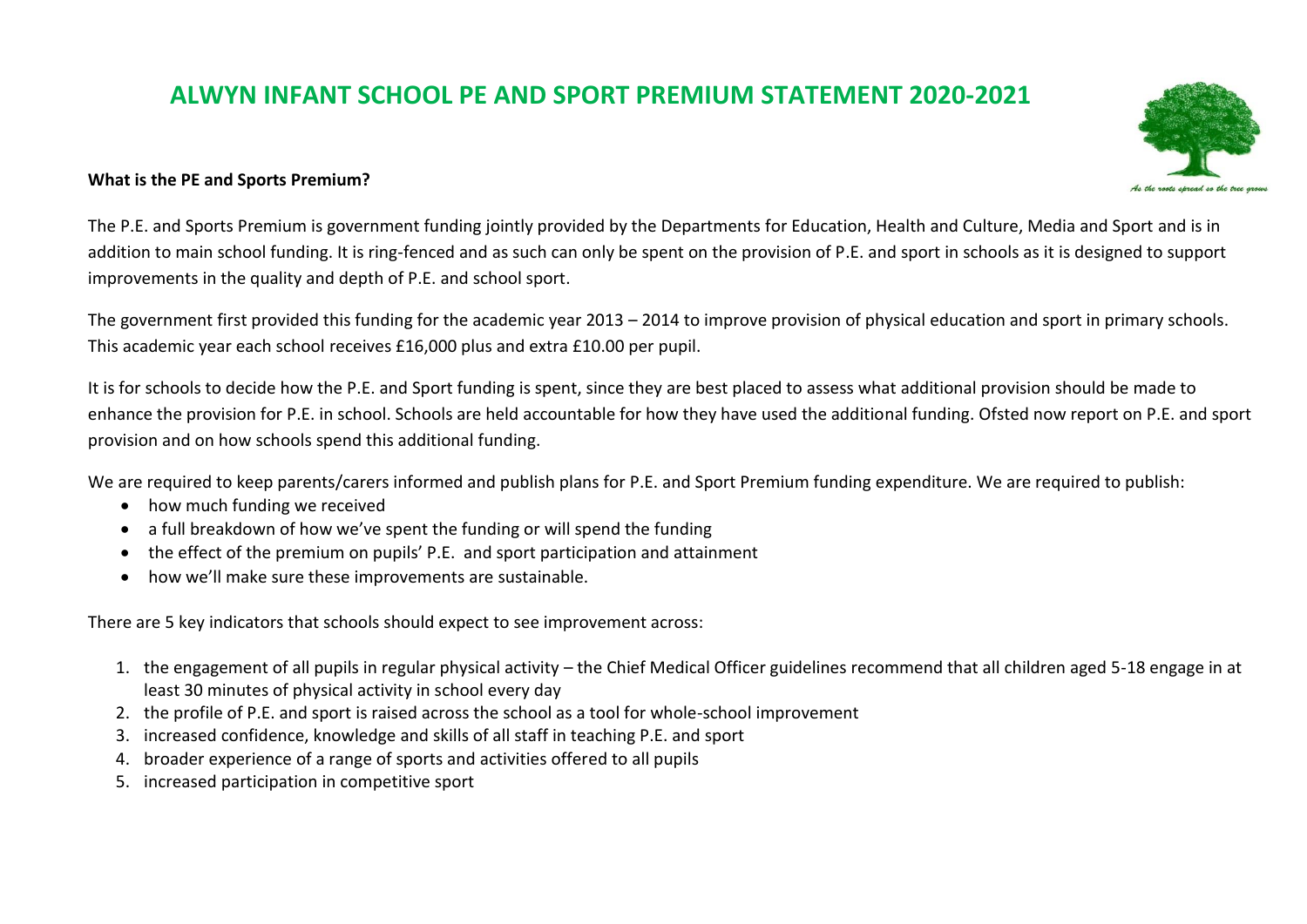# ALWYN INFANT SCHOOL PE AND SPORT PREMIUM STATEMENT 2020-2021

*As the roots spread so the tree grows*

**What is the PE and Sports Premium?**

The P.E. and Sports Premium is government funding jointly provided by the Departments for Education, Health and Culture, Media and Sport and is in addition to main school funding. It is ring-fenced and as such can only be spent on the provision of P.E. and sport in schools as it is designed to support improvements in the quality and depth of P.E. and school sport.

The government first provided this funding for the academic year 2013 – 2014 to improve provision of physical education and sport in primary schools. This academic year each school receives £16,000 plus and extra £10.00 per pupil.

It is for schools to decide how the P.E. and Sport funding is spent, since they are best placed to assess what additional provision should be made to enhance the provision for P.E. in school. Schools are held accountable for how they have used the additional funding. Ofsted now report on P.E. and sport provision and on how schools spend this additional funding.

We are required to keep parents/carers informed and publish plans for P.E. and Sport Premium funding expenditure. We are required to publish:

- how much funding we received
- a full breakdown of how we've spent the funding or will spend the funding
- the effect of the premium on pupils' P.E. and sport participation and attainment
- how we'll make sure these improvements are sustainable.

There are 5 key indicators that schools should expect to see improvement across:

1. the engagement of all pupils in regular physical activity – the Chief Medical Officer guidelines recommend that all children aged 5-18 engage in at least 30 minutes of physical activity in school every day
2. the profile of P.E. and sport is raised across the school as a tool for whole-school improvement
3. increased confidence, knowledge and skills of all staff in teaching P.E. and sport
4. broader experience of a range of sports and activities offered to all pupils
5. increased participation in competitive sport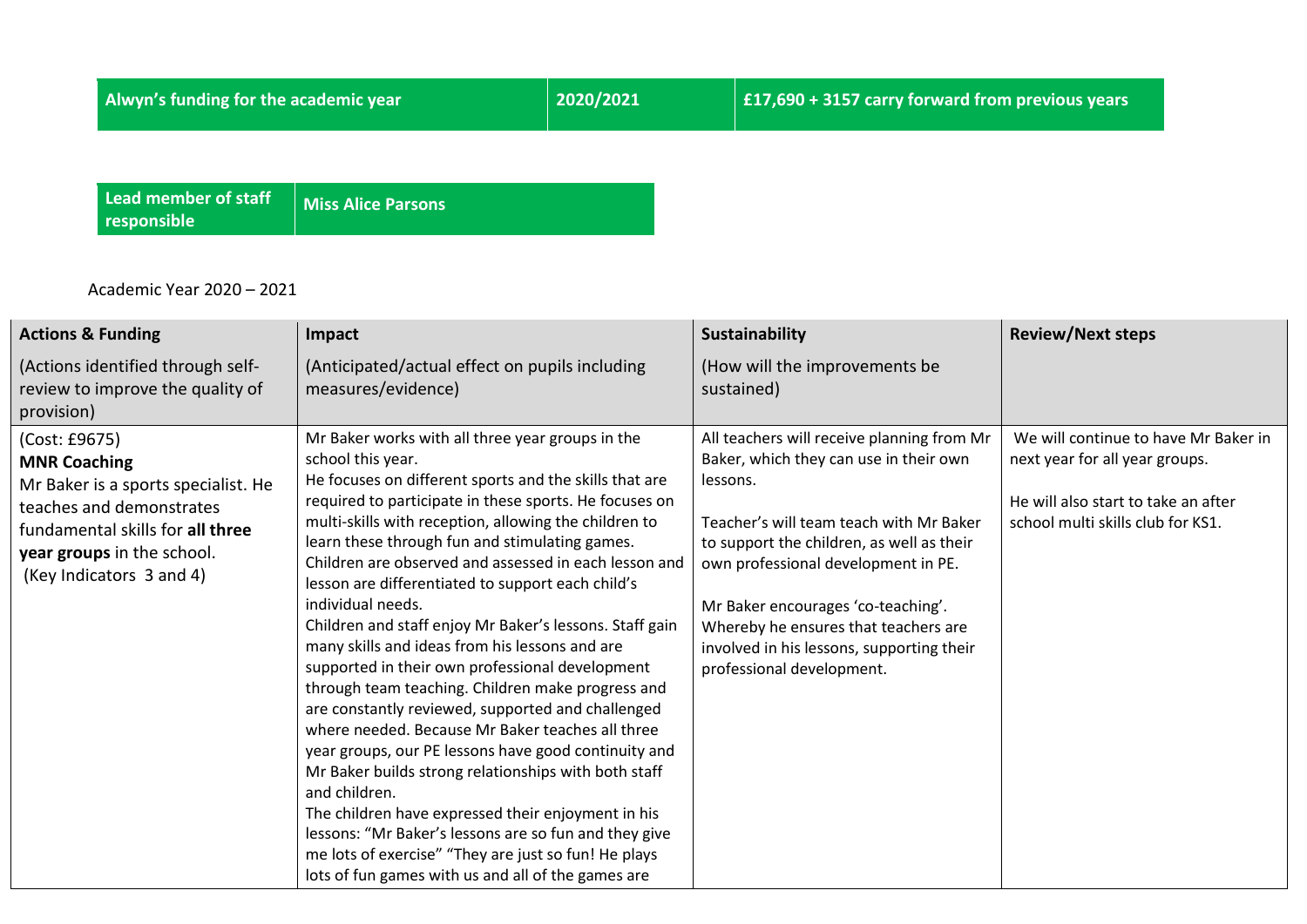| Alwyn's funding for the academic year | 2020/2021 | £17,690 + 3157 carry forward from previous years |
|---|---|---|

| Lead member of staff responsible | Miss Alice Parsons |
|---|---|

Academic Year 2020 – 2021

| **Actions & Funding**<br>(Actions identified through self-review to improve the quality of provision) | **Impact**<br>(Anticipated/actual effect on pupils including measures/evidence) | **Sustainability**<br>(How will the improvements be sustained) | **Review/Next steps** |
|---|---|---|---|
| (Cost: £9675)<br>**MNR Coaching**<br>Mr Baker is a sports specialist. He teaches and demonstrates fundamental skills for **all three year groups** in the school.<br>(Key Indicators 3 and 4) | Mr Baker works with all three year groups in the school this year.<br>He focuses on different sports and the skills that are required to participate in these sports. He focuses on multi-skills with reception, allowing the children to learn these through fun and stimulating games.<br>Children are observed and assessed in each lesson and lesson are differentiated to support each child's individual needs.<br>Children and staff enjoy Mr Baker's lessons. Staff gain many skills and ideas from his lessons and are supported in their own professional development through team teaching. Children make progress and are constantly reviewed, supported and challenged where needed. Because Mr Baker teaches all three year groups, our PE lessons have good continuity and Mr Baker builds strong relationships with both staff and children.<br>The children have expressed their enjoyment in his lessons: "Mr Baker's lessons are so fun and they give me lots of exercise" "They are just so fun! He plays lots of fun games with us and all of the games are | All teachers will receive planning from Mr Baker, which they can use in their own lessons.<br><br>Teacher's will team teach with Mr Baker to support the children, as well as their own professional development in PE.<br><br>Mr Baker encourages 'co-teaching'. Whereby he ensures that teachers are involved in his lessons, supporting their professional development. | We will continue to have Mr Baker in next year for all year groups.<br><br>He will also start to take an after school multi skills club for KS1. |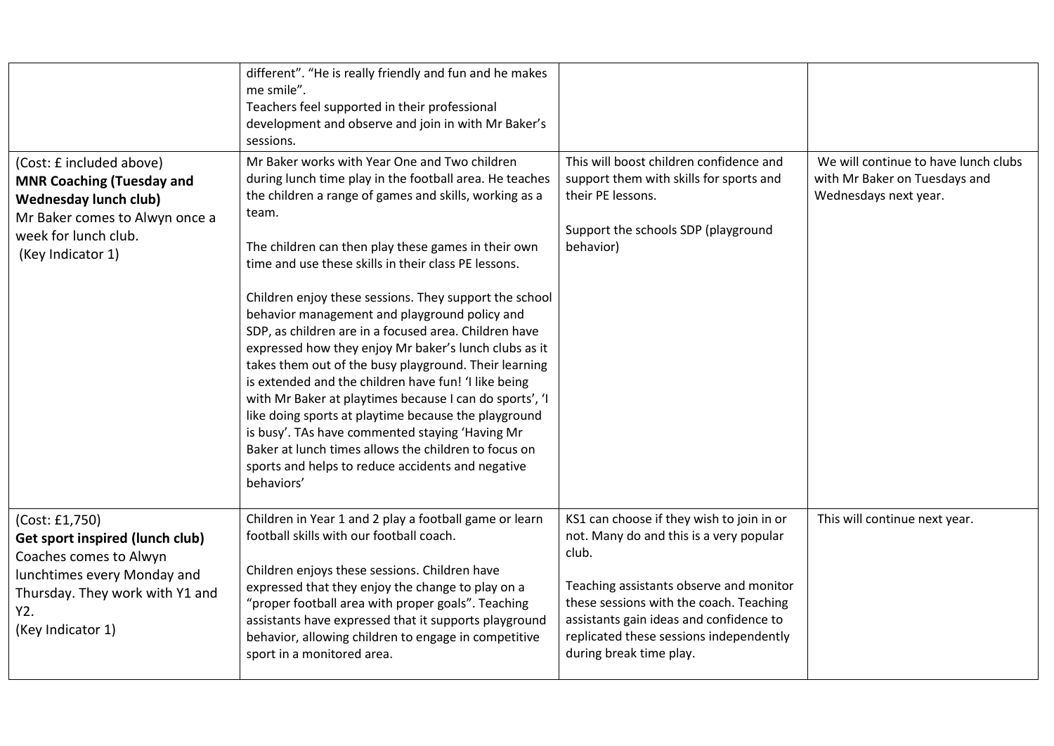| | | | |
|---|---|---|---|
| | different". "He is really friendly and fun and he makes me smile".<br>Teachers feel supported in their professional development and observe and join in with Mr Baker's sessions. | | |
| (Cost: £ included above)<br>**MNR Coaching (Tuesday and Wednesday lunch club)**<br>Mr Baker comes to Alwyn once a week for lunch club.<br>(Key Indicator 1) | Mr Baker works with Year One and Two children during lunch time play in the football area. He teaches the children a range of games and skills, working as a team.<br><br>The children can then play these games in their own time and use these skills in their class PE lessons.<br><br>Children enjoy these sessions. They support the school behavior management and playground policy and SDP, as children are in a focused area. Children have expressed how they enjoy Mr baker's lunch clubs as it takes them out of the busy playground. Their learning is extended and the children have fun! 'I like being with Mr Baker at playtimes because I can do sports', 'I like doing sports at playtime because the playground is busy'. TAs have commented staying 'Having Mr Baker at lunch times allows the children to focus on sports and helps to reduce accidents and negative behaviors' | This will boost children confidence and support them with skills for sports and their PE lessons.<br><br>Support the schools SDP (playground behavior) | We will continue to have lunch clubs with Mr Baker on Tuesdays and Wednesdays next year. |
| (Cost: £1,750)<br>**Get sport inspired (lunch club)**<br>Coaches comes to Alwyn lunchtimes every Monday and Thursday. They work with Y1 and Y2.<br>(Key Indicator 1) | Children in Year 1 and 2 play a football game or learn football skills with our football coach.<br><br>Children enjoys these sessions. Children have expressed that they enjoy the change to play on a "proper football area with proper goals". Teaching assistants have expressed that it supports playground behavior, allowing children to engage in competitive sport in a monitored area. | KS1 can choose if they wish to join in or not. Many do and this is a very popular club.<br><br>Teaching assistants observe and monitor these sessions with the coach. Teaching assistants gain ideas and confidence to replicated these sessions independently during break time play. | This will continue next year. |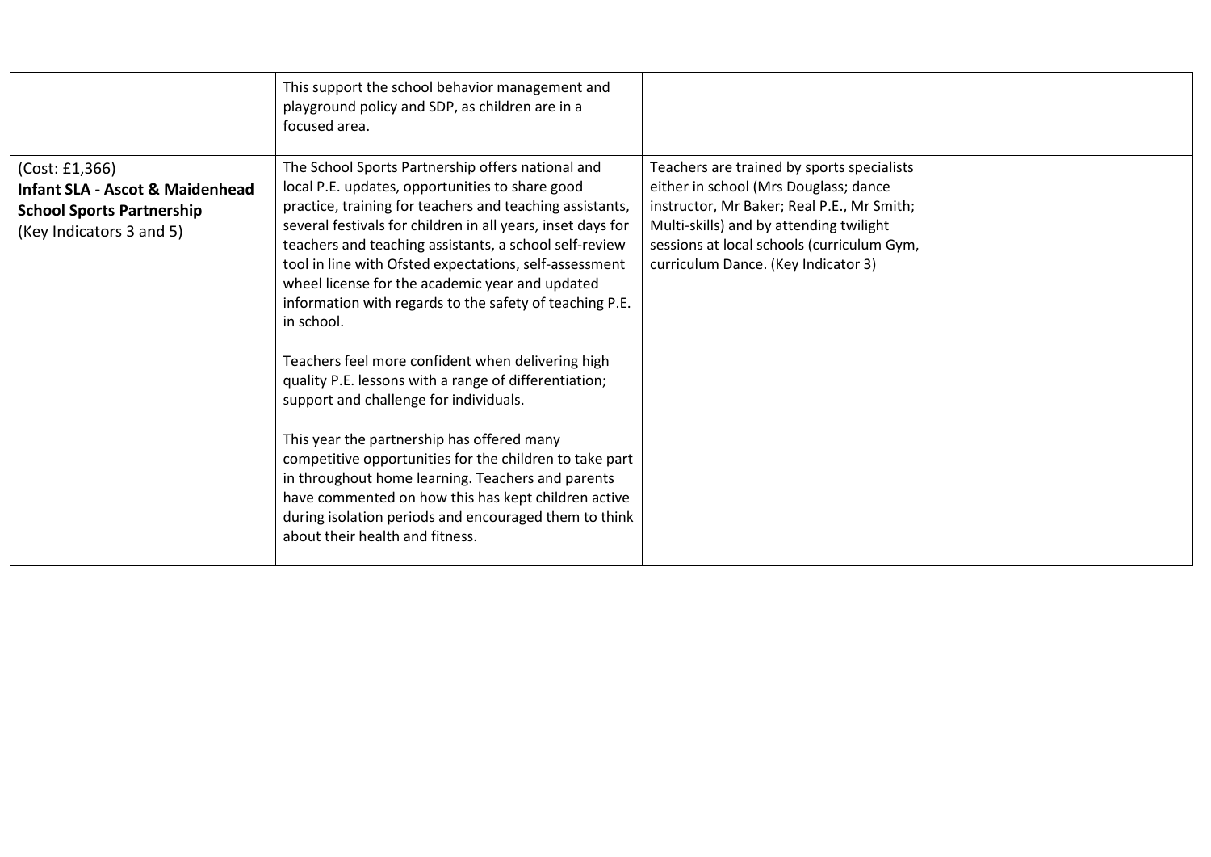| | | | |
|---|---|---|---|
| | This support the school behavior management and playground policy and SDP, as children are in a focused area. | | |
| (Cost: £1,366)<br>**Infant SLA - Ascot & Maidenhead School Sports Partnership**<br>(Key Indicators 3 and 5) | The School Sports Partnership offers national and local P.E. updates, opportunities to share good practice, training for teachers and teaching assistants, several festivals for children in all years, inset days for teachers and teaching assistants, a school self-review tool in line with Ofsted expectations, self-assessment wheel license for the academic year and updated information with regards to the safety of teaching P.E. in school.<br><br>Teachers feel more confident when delivering high quality P.E. lessons with a range of differentiation; support and challenge for individuals.<br><br>This year the partnership has offered many competitive opportunities for the children to take part in throughout home learning. Teachers and parents have commented on how this has kept children active during isolation periods and encouraged them to think about their health and fitness. | Teachers are trained by sports specialists either in school (Mrs Douglass; dance instructor, Mr Baker; Real P.E., Mr Smith; Multi-skills) and by attending twilight sessions at local schools (curriculum Gym, curriculum Dance. (Key Indicator 3) | |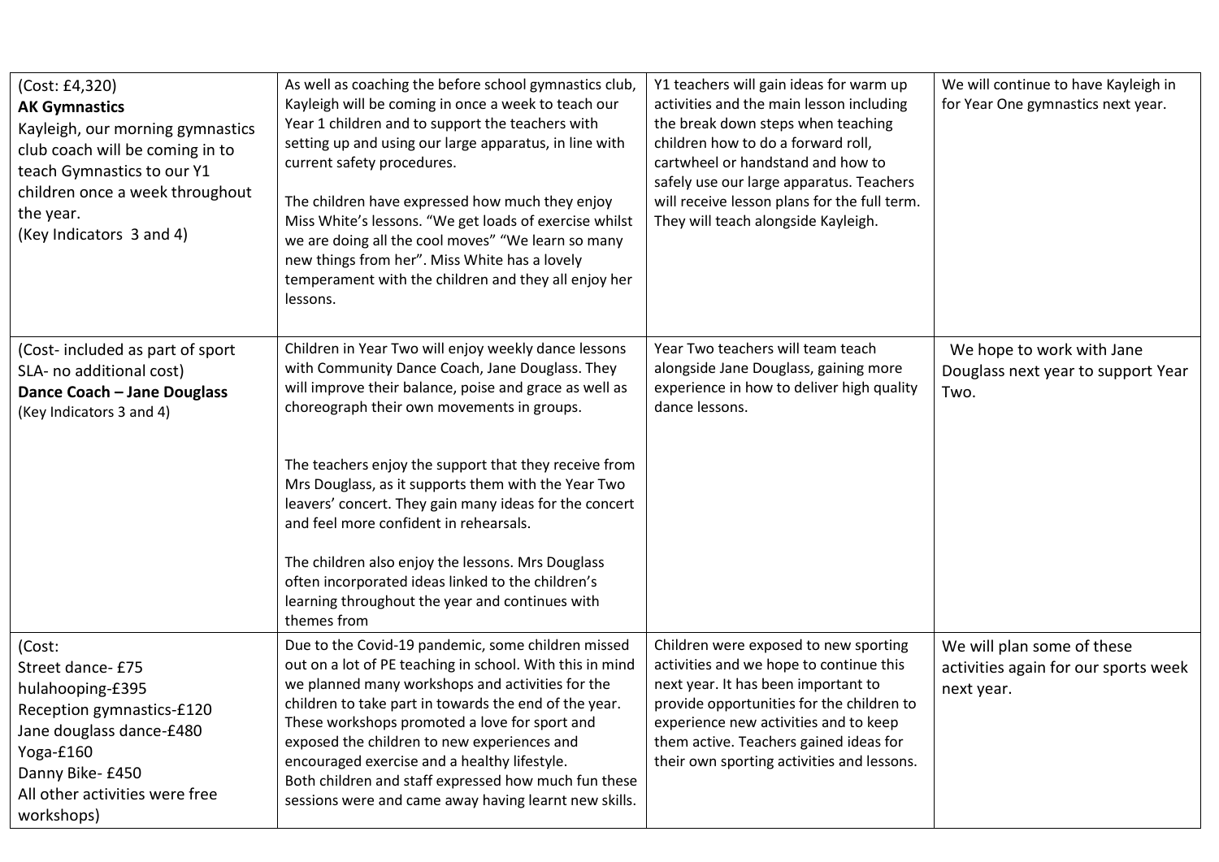| | | | |
|---|---|---|---|
| (Cost: £4,320)<br>**AK Gymnastics**<br>Kayleigh, our morning gymnastics club coach will be coming in to teach Gymnastics to our Y1 children once a week throughout the year.<br>(Key Indicators 3 and 4) | As well as coaching the before school gymnastics club, Kayleigh will be coming in once a week to teach our Year 1 children and to support the teachers with setting up and using our large apparatus, in line with current safety procedures.<br><br>The children have expressed how much they enjoy Miss White's lessons. "We get loads of exercise whilst we are doing all the cool moves" "We learn so many new things from her". Miss White has a lovely temperament with the children and they all enjoy her lessons. | Y1 teachers will gain ideas for warm up activities and the main lesson including the break down steps when teaching children how to do a forward roll, cartwheel or handstand and how to safely use our large apparatus. Teachers will receive lesson plans for the full term. They will teach alongside Kayleigh. | We will continue to have Kayleigh in for Year One gymnastics next year. |
| (Cost- included as part of sport SLA- no additional cost)<br>**Dance Coach – Jane Douglass**<br>(Key Indicators 3 and 4) | Children in Year Two will enjoy weekly dance lessons with Community Dance Coach, Jane Douglass. They will improve their balance, poise and grace as well as choreograph their own movements in groups.<br><br>The teachers enjoy the support that they receive from Mrs Douglass, as it supports them with the Year Two leavers' concert. They gain many ideas for the concert and feel more confident in rehearsals.<br><br>The children also enjoy the lessons. Mrs Douglass often incorporated ideas linked to the children's learning throughout the year and continues with themes from | Year Two teachers will team teach alongside Jane Douglass, gaining more experience in how to deliver high quality dance lessons. | We hope to work with Jane Douglass next year to support Year Two. |
| (Cost:<br>Street dance- £75<br>hulahooping-£395<br>Reception gymnastics-£120<br>Jane douglass dance-£480<br>Yoga-£160<br>Danny Bike- £450<br>All other activities were free workshops) | Due to the Covid-19 pandemic, some children missed out on a lot of PE teaching in school. With this in mind we planned many workshops and activities for the children to take part in towards the end of the year. These workshops promoted a love for sport and exposed the children to new experiences and encouraged exercise and a healthy lifestyle.<br>Both children and staff expressed how much fun these sessions were and came away having learnt new skills. | Children were exposed to new sporting activities and we hope to continue this next year. It has been important to provide opportunities for the children to experience new activities and to keep them active. Teachers gained ideas for their own sporting activities and lessons. | We will plan some of these activities again for our sports week next year. |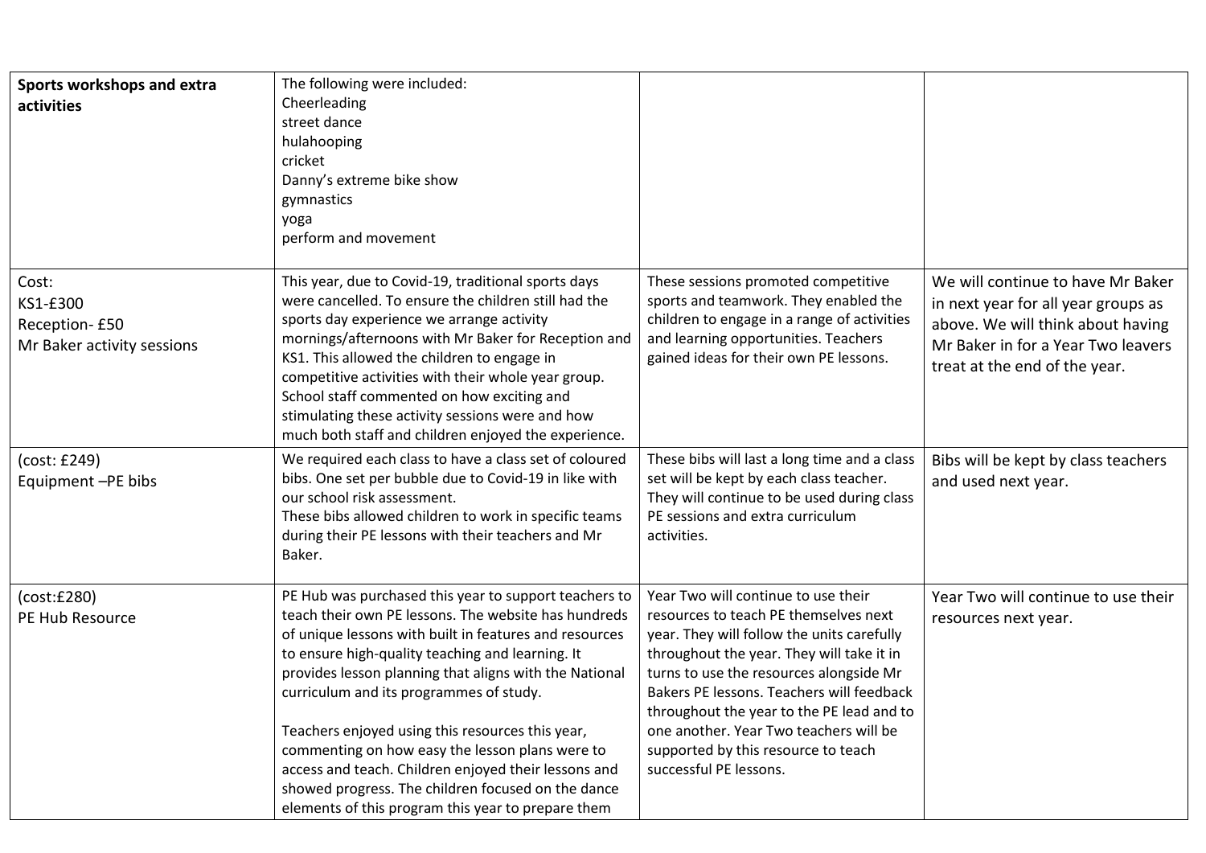| **Sports workshops and extra activities** | The following were included:<br>Cheerleading<br>street dance<br>hulahooping<br>cricket<br>Danny's extreme bike show<br>gymnastics<br>yoga<br>perform and movement | | |
|---|---|---|---|
| Cost:<br>KS1-£300<br>Reception- £50<br>Mr Baker activity sessions | This year, due to Covid-19, traditional sports days were cancelled. To ensure the children still had the sports day experience we arrange activity mornings/afternoons with Mr Baker for Reception and KS1. This allowed the children to engage in competitive activities with their whole year group. School staff commented on how exciting and stimulating these activity sessions were and how much both staff and children enjoyed the experience. | These sessions promoted competitive sports and teamwork. They enabled the children to engage in a range of activities and learning opportunities. Teachers gained ideas for their own PE lessons. | We will continue to have Mr Baker in next year for all year groups as above. We will think about having Mr Baker in for a Year Two leavers treat at the end of the year. |
| (cost: £249)<br>Equipment –PE bibs | We required each class to have a class set of coloured bibs. One set per bubble due to Covid-19 in like with our school risk assessment.<br>These bibs allowed children to work in specific teams during their PE lessons with their teachers and Mr Baker. | These bibs will last a long time and a class set will be kept by each class teacher. They will continue to be used during class PE sessions and extra curriculum activities. | Bibs will be kept by class teachers and used next year. |
| (cost:£280)<br>PE Hub Resource | PE Hub was purchased this year to support teachers to teach their own PE lessons. The website has hundreds of unique lessons with built in features and resources to ensure high-quality teaching and learning. It provides lesson planning that aligns with the National curriculum and its programmes of study.<br><br>Teachers enjoyed using this resources this year, commenting on how easy the lesson plans were to access and teach. Children enjoyed their lessons and showed progress. The children focused on the dance elements of this program this year to prepare them | Year Two will continue to use their resources to teach PE themselves next year. They will follow the units carefully throughout the year. They will take it in turns to use the resources alongside Mr Bakers PE lessons. Teachers will feedback throughout the year to the PE lead and to one another. Year Two teachers will be supported by this resource to teach successful PE lessons. | Year Two will continue to use their resources next year. |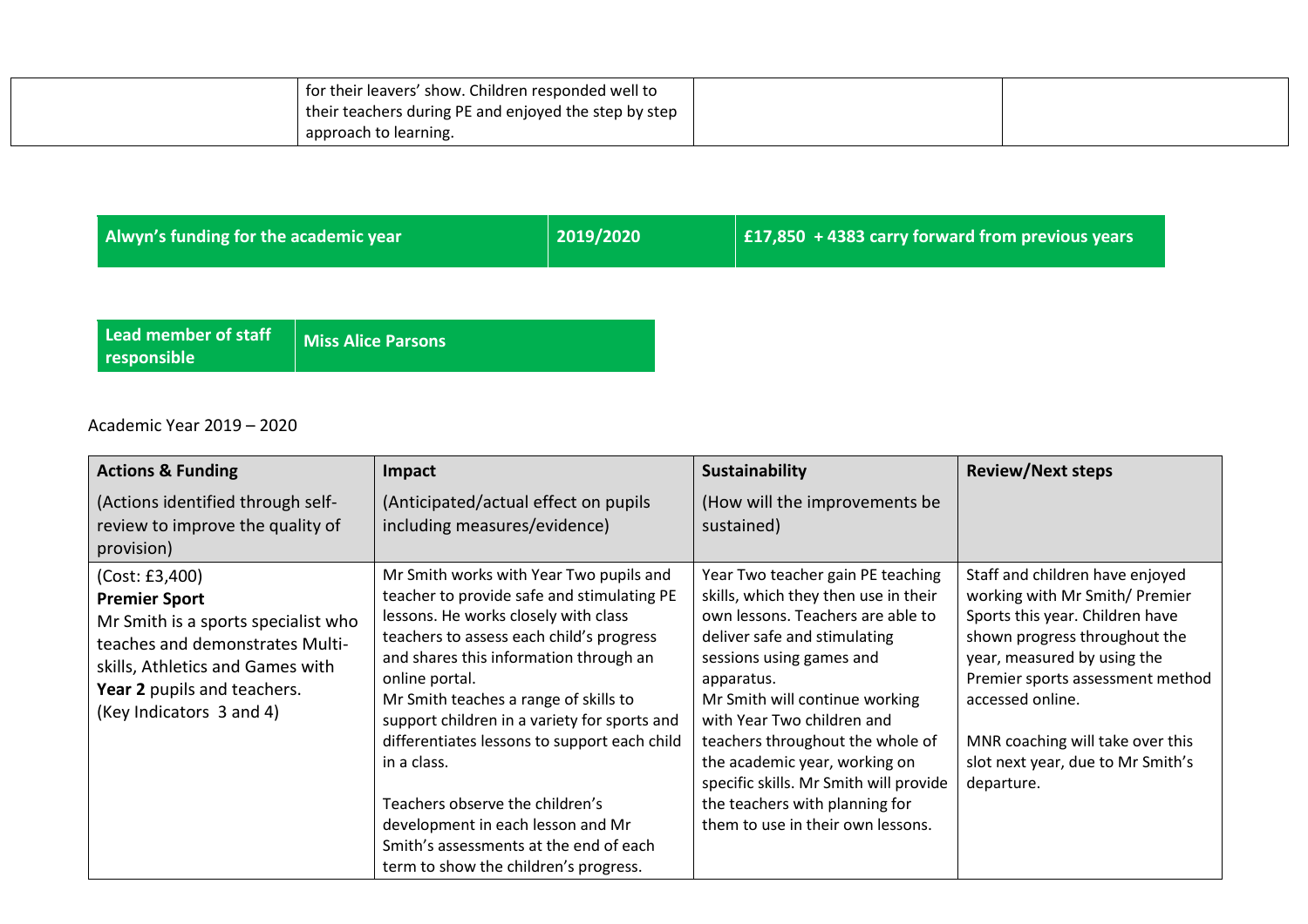| | | | |
|---|---|---|---|
| | for their leavers' show. Children responded well to their teachers during PE and enjoyed the step by step approach to learning. | | |

| Alwyn's funding for the academic year | 2019/2020 | £17,850 + 4383 carry forward from previous years |
|---|---|---|

| Lead member of staff responsible | Miss Alice Parsons |
|---|---|

Academic Year 2019 – 2020

| **Actions & Funding**<br>(Actions identified through self-review to improve the quality of provision) | **Impact**<br>(Anticipated/actual effect on pupils including measures/evidence) | **Sustainability**<br>(How will the improvements be sustained) | **Review/Next steps** |
|---|---|---|---|
| (Cost: £3,400)<br>**Premier Sport**<br>Mr Smith is a sports specialist who teaches and demonstrates Multi-skills, Athletics and Games with **Year 2** pupils and teachers.<br>(Key Indicators 3 and 4) | Mr Smith works with Year Two pupils and teacher to provide safe and stimulating PE lessons. He works closely with class teachers to assess each child's progress and shares this information through an online portal.<br>Mr Smith teaches a range of skills to support children in a variety for sports and differentiates lessons to support each child in a class.<br><br>Teachers observe the children's development in each lesson and Mr Smith's assessments at the end of each term to show the children's progress. | Year Two teacher gain PE teaching skills, which they then use in their own lessons. Teachers are able to deliver safe and stimulating sessions using games and apparatus.<br>Mr Smith will continue working with Year Two children and teachers throughout the whole of the academic year, working on specific skills. Mr Smith will provide the teachers with planning for them to use in their own lessons. | Staff and children have enjoyed working with Mr Smith/ Premier Sports this year. Children have shown progress throughout the year, measured by using the Premier sports assessment method accessed online.<br><br>MNR coaching will take over this slot next year, due to Mr Smith's departure. |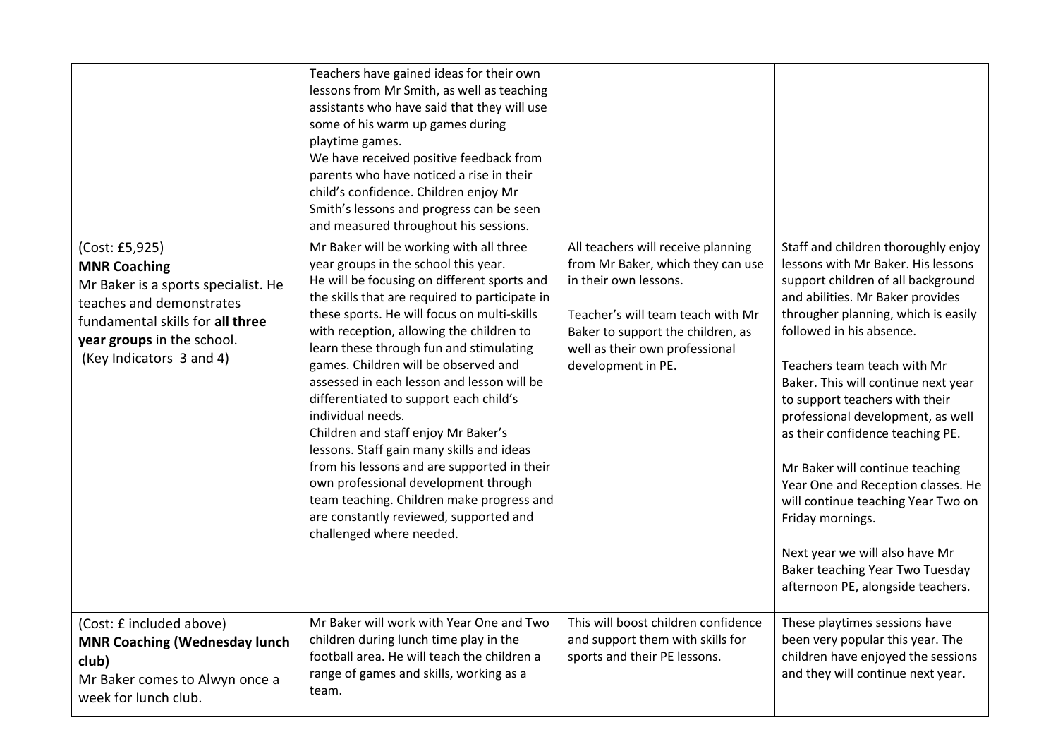| | | | |
|---|---|---|---|
| | Teachers have gained ideas for their own lessons from Mr Smith, as well as teaching assistants who have said that they will use some of his warm up games during playtime games.<br>We have received positive feedback from parents who have noticed a rise in their child's confidence. Children enjoy Mr Smith's lessons and progress can be seen and measured throughout his sessions. | | |
| (Cost: £5,925)<br>**MNR Coaching**<br>Mr Baker is a sports specialist. He teaches and demonstrates fundamental skills for **all three year groups** in the school.<br>(Key Indicators 3 and 4) | Mr Baker will be working with all three year groups in the school this year.<br>He will be focusing on different sports and the skills that are required to participate in these sports. He will focus on multi-skills with reception, allowing the children to learn these through fun and stimulating games. Children will be observed and assessed in each lesson and lesson will be differentiated to support each child's individual needs.<br>Children and staff enjoy Mr Baker's lessons. Staff gain many skills and ideas from his lessons and are supported in their own professional development through team teaching. Children make progress and are constantly reviewed, supported and challenged where needed. | All teachers will receive planning from Mr Baker, which they can use in their own lessons.<br><br>Teacher's will team teach with Mr Baker to support the children, as well as their own professional development in PE. | Staff and children thoroughly enjoy lessons with Mr Baker. His lessons support children of all background and abilities. Mr Baker provides througher planning, which is easily followed in his absence.<br><br>Teachers team teach with Mr Baker. This will continue next year to support teachers with their professional development, as well as their confidence teaching PE.<br><br>Mr Baker will continue teaching Year One and Reception classes. He will continue teaching Year Two on Friday mornings.<br><br>Next year we will also have Mr Baker teaching Year Two Tuesday afternoon PE, alongside teachers. |
| (Cost: £ included above)<br>**MNR Coaching (Wednesday lunch club)**<br>Mr Baker comes to Alwyn once a week for lunch club. | Mr Baker will work with Year One and Two children during lunch time play in the football area. He will teach the children a range of games and skills, working as a team. | This will boost children confidence and support them with skills for sports and their PE lessons. | These playtimes sessions have been very popular this year. The children have enjoyed the sessions and they will continue next year. |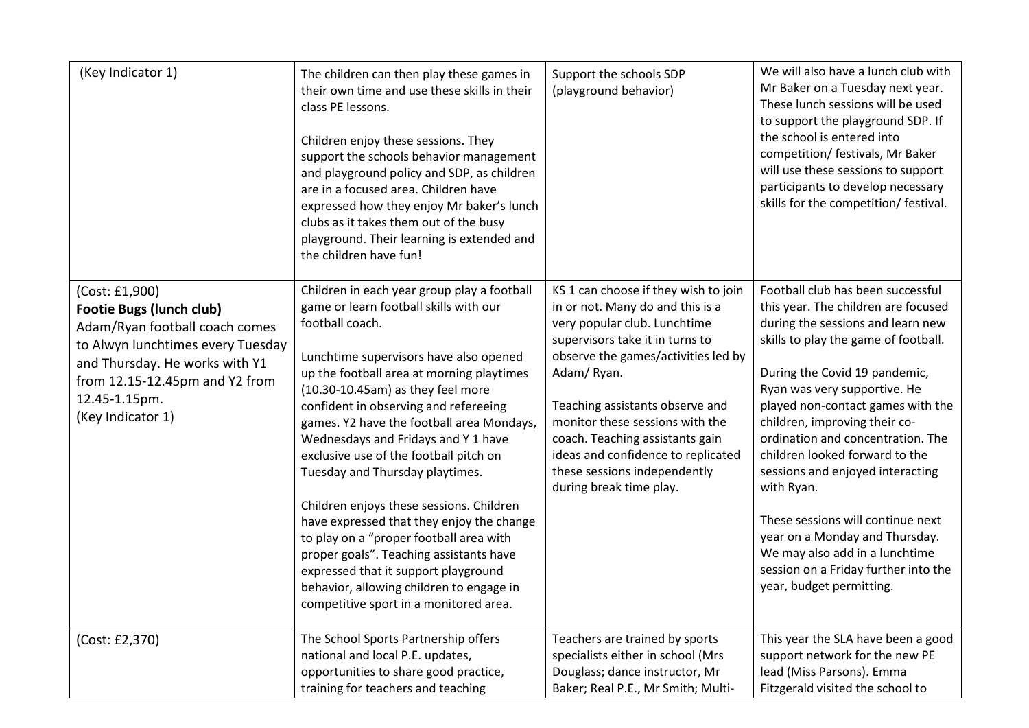| | | | |
|---|---|---|---|
| (Key Indicator 1) | The children can then play these games in their own time and use these skills in their class PE lessons.<br><br>Children enjoy these sessions. They support the schools behavior management and playground policy and SDP, as children are in a focused area. Children have expressed how they enjoy Mr baker's lunch clubs as it takes them out of the busy playground. Their learning is extended and the children have fun! | Support the schools SDP (playground behavior) | We will also have a lunch club with Mr Baker on a Tuesday next year. These lunch sessions will be used to support the playground SDP. If the school is entered into competition/ festivals, Mr Baker will use these sessions to support participants to develop necessary skills for the competition/ festival. |
| (Cost: £1,900)<br>**Footie Bugs (lunch club)**<br>Adam/Ryan football coach comes to Alwyn lunchtimes every Tuesday and Thursday. He works with Y1 from 12.15-12.45pm and Y2 from 12.45-1.15pm.<br>(Key Indicator 1) | Children in each year group play a football game or learn football skills with our football coach.<br><br>Lunchtime supervisors have also opened up the football area at morning playtimes (10.30-10.45am) as they feel more confident in observing and refereeing games. Y2 have the football area Mondays, Wednesdays and Fridays and Y 1 have exclusive use of the football pitch on Tuesday and Thursday playtimes.<br><br>Children enjoys these sessions. Children have expressed that they enjoy the change to play on a "proper football area with proper goals". Teaching assistants have expressed that it support playground behavior, allowing children to engage in competitive sport in a monitored area. | KS 1 can choose if they wish to join in or not. Many do and this is a very popular club. Lunchtime supervisors take it in turns to observe the games/activities led by Adam/ Ryan.<br><br>Teaching assistants observe and monitor these sessions with the coach. Teaching assistants gain ideas and confidence to replicated these sessions independently during break time play. | Football club has been successful this year. The children are focused during the sessions and learn new skills to play the game of football.<br><br>During the Covid 19 pandemic, Ryan was very supportive. He played non-contact games with the children, improving their co-ordination and concentration. The children looked forward to the sessions and enjoyed interacting with Ryan.<br><br>These sessions will continue next year on a Monday and Thursday. We may also add in a lunchtime session on a Friday further into the year, budget permitting. |
| (Cost: £2,370) | The School Sports Partnership offers national and local P.E. updates, opportunities to share good practice, training for teachers and teaching | Teachers are trained by sports specialists either in school (Mrs Douglass; dance instructor, Mr Baker; Real P.E., Mr Smith; Multi- | This year the SLA have been a good support network for the new PE lead (Miss Parsons). Emma Fitzgerald visited the school to |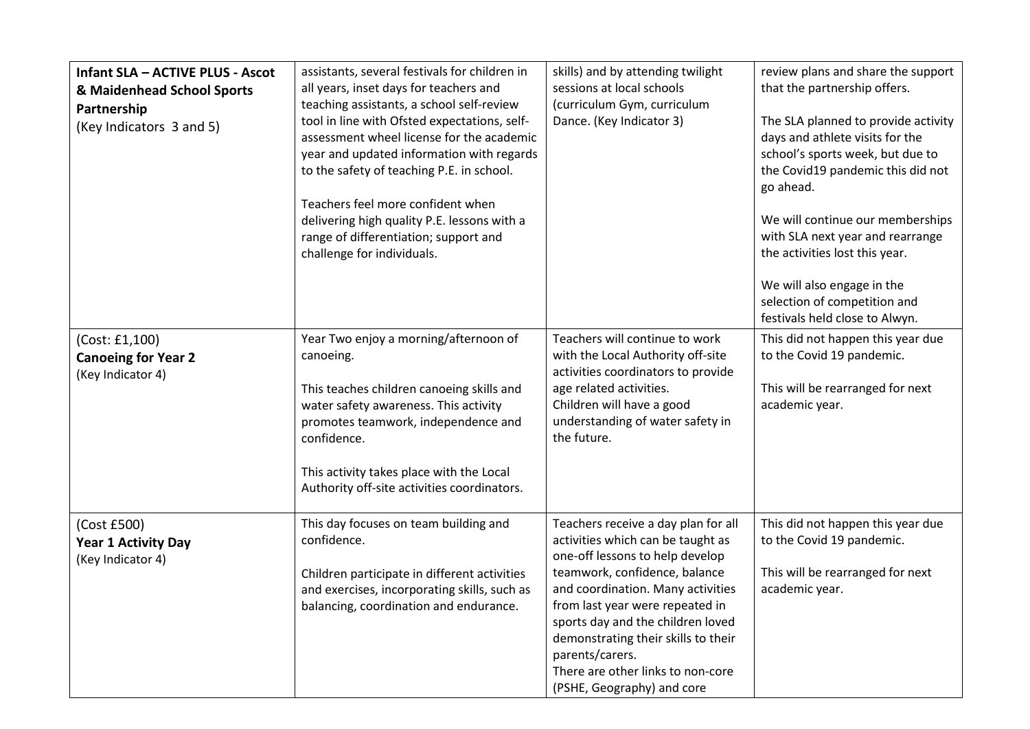| **Infant SLA – ACTIVE PLUS - Ascot & Maidenhead School Sports Partnership** (Key Indicators 3 and 5) | assistants, several festivals for children in all years, inset days for teachers and teaching assistants, a school self-review tool in line with Ofsted expectations, self-assessment wheel license for the academic year and updated information with regards to the safety of teaching P.E. in school.<br><br>Teachers feel more confident when delivering high quality P.E. lessons with a range of differentiation; support and challenge for individuals. | skills) and by attending twilight sessions at local schools (curriculum Gym, curriculum Dance. (Key Indicator 3) | review plans and share the support that the partnership offers.<br><br>The SLA planned to provide activity days and athlete visits for the school's sports week, but due to the Covid19 pandemic this did not go ahead.<br><br>We will continue our memberships with SLA next year and rearrange the activities lost this year.<br><br>We will also engage in the selection of competition and festivals held close to Alwyn. |
|---|---|---|---|
| (Cost: £1,100) **Canoeing for Year 2** (Key Indicator 4) | Year Two enjoy a morning/afternoon of canoeing.<br><br>This teaches children canoeing skills and water safety awareness. This activity promotes teamwork, independence and confidence.<br><br>This activity takes place with the Local Authority off-site activities coordinators. | Teachers will continue to work with the Local Authority off-site activities coordinators to provide age related activities.<br>Children will have a good understanding of water safety in the future. | This did not happen this year due to the Covid 19 pandemic.<br><br>This will be rearranged for next academic year. |
| (Cost £500) **Year 1 Activity Day** (Key Indicator 4) | This day focuses on team building and confidence.<br><br>Children participate in different activities and exercises, incorporating skills, such as balancing, coordination and endurance. | Teachers receive a day plan for all activities which can be taught as one-off lessons to help develop teamwork, confidence, balance and coordination. Many activities from last year were repeated in sports day and the children loved demonstrating their skills to their parents/carers.<br>There are other links to non-core (PSHE, Geography) and core | This did not happen this year due to the Covid 19 pandemic.<br><br>This will be rearranged for next academic year. |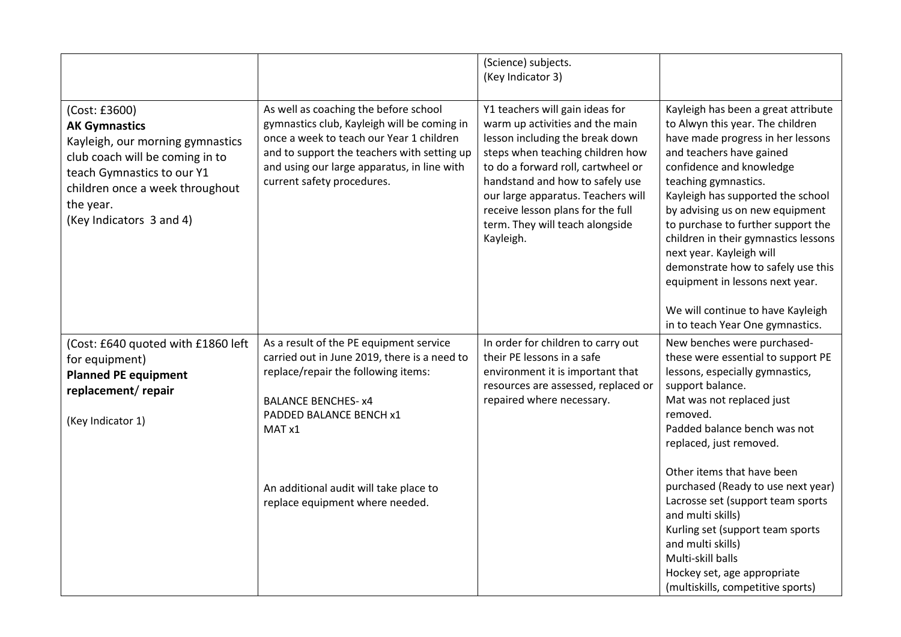| | | | |
|---|---|---|---|
| | | (Science) subjects.<br>(Key Indicator 3) | |
| (Cost: £3600)<br>**AK Gymnastics**<br>Kayleigh, our morning gymnastics club coach will be coming in to teach Gymnastics to our Y1 children once a week throughout the year.<br>(Key Indicators 3 and 4) | As well as coaching the before school gymnastics club, Kayleigh will be coming in once a week to teach our Year 1 children and to support the teachers with setting up and using our large apparatus, in line with current safety procedures. | Y1 teachers will gain ideas for warm up activities and the main lesson including the break down steps when teaching children how to do a forward roll, cartwheel or handstand and how to safely use our large apparatus. Teachers will receive lesson plans for the full term. They will teach alongside Kayleigh. | Kayleigh has been a great attribute to Alwyn this year. The children have made progress in her lessons and teachers have gained confidence and knowledge teaching gymnastics.<br>Kayleigh has supported the school by advising us on new equipment to purchase to further support the children in their gymnastics lessons next year. Kayleigh will demonstrate how to safely use this equipment in lessons next year.<br><br>We will continue to have Kayleigh in to teach Year One gymnastics. |
| (Cost: £640 quoted with £1860 left for equipment)<br>**Planned PE equipment replacement/ repair**<br><br>(Key Indicator 1) | As a result of the PE equipment service carried out in June 2019, there is a need to replace/repair the following items:<br><br>BALANCE BENCHES- x4<br>PADDED BALANCE BENCH x1<br>MAT x1<br><br><br>An additional audit will take place to replace equipment where needed. | In order for children to carry out their PE lessons in a safe environment it is important that resources are assessed, replaced or repaired where necessary. | New benches were purchased- these were essential to support PE lessons, especially gymnastics, support balance.<br>Mat was not replaced just removed.<br>Padded balance bench was not replaced, just removed.<br><br>Other items that have been purchased (Ready to use next year)<br>Lacrosse set (support team sports and multi skills)<br>Kurling set (support team sports and multi skills)<br>Multi-skill balls<br>Hockey set, age appropriate (multiskills, competitive sports) |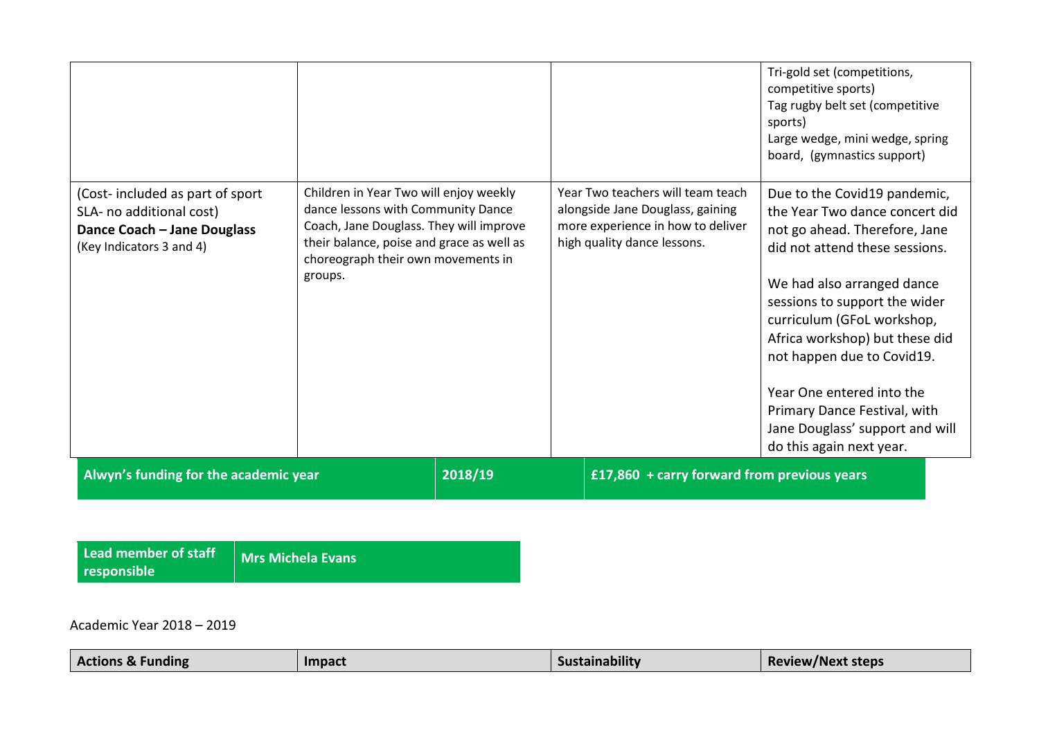| | | | |
|---|---|---|---|
| | | | Tri-gold set (competitions, competitive sports)<br>Tag rugby belt set (competitive sports)<br>Large wedge, mini wedge, spring board, (gymnastics support) |
| (Cost- included as part of sport SLA- no additional cost)<br>**Dance Coach – Jane Douglass**<br>(Key Indicators 3 and 4) | Children in Year Two will enjoy weekly dance lessons with Community Dance Coach, Jane Douglass. They will improve their balance, poise and grace as well as choreograph their own movements in groups. | Year Two teachers will team teach alongside Jane Douglass, gaining more experience in how to deliver high quality dance lessons. | Due to the Covid19 pandemic, the Year Two dance concert did not go ahead. Therefore, Jane did not attend these sessions.<br><br>We had also arranged dance sessions to support the wider curriculum (GFoL workshop, Africa workshop) but these did not happen due to Covid19.<br><br>Year One entered into the Primary Dance Festival, with Jane Douglass' support and will do this again next year. |

| Alwyn's funding for the academic year | 2018/19 | £17,860 + carry forward from previous years |
|---|---|---|

| Lead member of staff responsible | Mrs Michela Evans |
|---|---|

Academic Year 2018 – 2019

| Actions & Funding | Impact | Sustainability | Review/Next steps |
|---|---|---|---|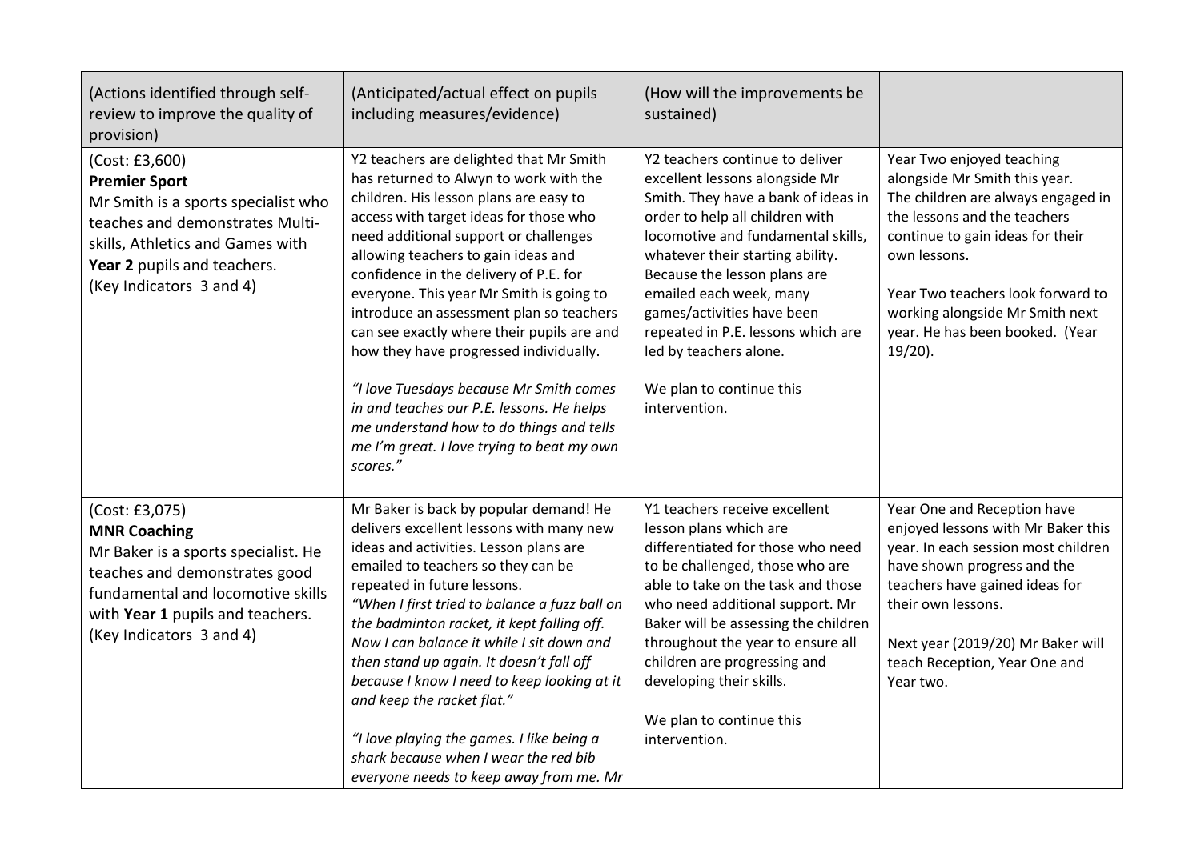| (Actions identified through self-review to improve the quality of provision) | (Anticipated/actual effect on pupils including measures/evidence) | (How will the improvements be sustained) | |
|---|---|---|---|
| (Cost: £3,600)<br>**Premier Sport**<br>Mr Smith is a sports specialist who teaches and demonstrates Multi-skills, Athletics and Games with **Year 2** pupils and teachers.<br>(Key Indicators 3 and 4) | Y2 teachers are delighted that Mr Smith has returned to Alwyn to work with the children. His lesson plans are easy to access with target ideas for those who need additional support or challenges allowing teachers to gain ideas and confidence in the delivery of P.E. for everyone. This year Mr Smith is going to introduce an assessment plan so teachers can see exactly where their pupils are and how they have progressed individually.<br><br>*"I love Tuesdays because Mr Smith comes in and teaches our P.E. lessons. He helps me understand how to do things and tells me I'm great. I love trying to beat my own scores."* | Y2 teachers continue to deliver excellent lessons alongside Mr Smith. They have a bank of ideas in order to help all children with locomotive and fundamental skills, whatever their starting ability. Because the lesson plans are emailed each week, many games/activities have been repeated in P.E. lessons which are led by teachers alone.<br><br>We plan to continue this intervention. | Year Two enjoyed teaching alongside Mr Smith this year. The children are always engaged in the lessons and the teachers continue to gain ideas for their own lessons.<br><br>Year Two teachers look forward to working alongside Mr Smith next year. He has been booked. (Year 19/20). |
| (Cost: £3,075)<br>**MNR Coaching**<br>Mr Baker is a sports specialist. He teaches and demonstrates good fundamental and locomotive skills with **Year 1** pupils and teachers.<br>(Key Indicators 3 and 4) | Mr Baker is back by popular demand! He delivers excellent lessons with many new ideas and activities. Lesson plans are emailed to teachers so they can be repeated in future lessons.<br>*"When I first tried to balance a fuzz ball on the badminton racket, it kept falling off. Now I can balance it while I sit down and then stand up again. It doesn't fall off because I know I need to keep looking at it and keep the racket flat."*<br><br>*"I love playing the games. I like being a shark because when I wear the red bib everyone needs to keep away from me. Mr* | Y1 teachers receive excellent lesson plans which are differentiated for those who need to be challenged, those who are able to take on the task and those who need additional support. Mr Baker will be assessing the children throughout the year to ensure all children are progressing and developing their skills.<br><br>We plan to continue this intervention. | Year One and Reception have enjoyed lessons with Mr Baker this year. In each session most children have shown progress and the teachers have gained ideas for their own lessons.<br><br>Next year (2019/20) Mr Baker will teach Reception, Year One and Year two. |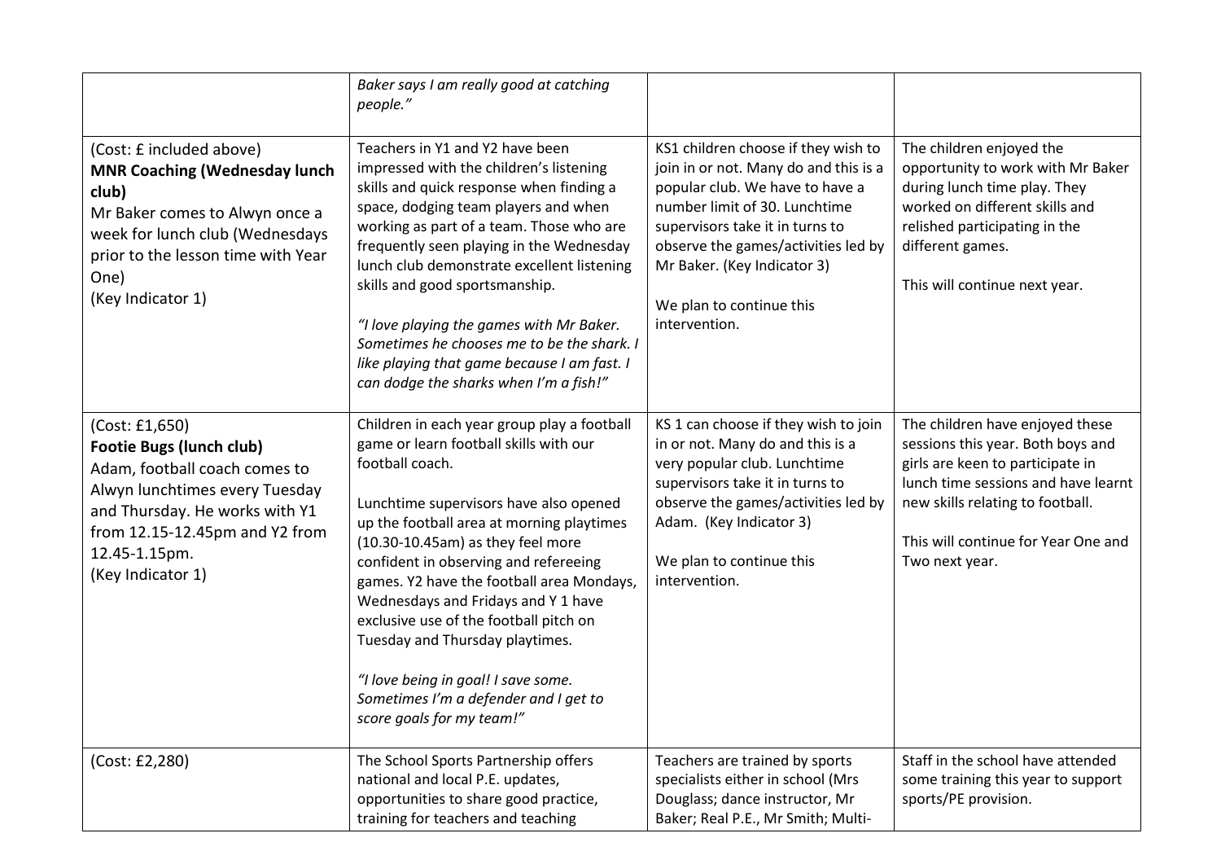| | | | |
|---|---|---|---|
| | *Baker says I am really good at catching people."* | | |
| (Cost: £ included above)<br>**MNR Coaching (Wednesday lunch club)**<br>Mr Baker comes to Alwyn once a week for lunch club (Wednesdays prior to the lesson time with Year One)<br>(Key Indicator 1) | Teachers in Y1 and Y2 have been impressed with the children's listening skills and quick response when finding a space, dodging team players and when working as part of a team. Those who are frequently seen playing in the Wednesday lunch club demonstrate excellent listening skills and good sportsmanship.<br><br>*"I love playing the games with Mr Baker. Sometimes he chooses me to be the shark. I like playing that game because I am fast. I can dodge the sharks when I'm a fish!"* | KS1 children choose if they wish to join in or not. Many do and this is a popular club. We have to have a number limit of 30. Lunchtime supervisors take it in turns to observe the games/activities led by Mr Baker. (Key Indicator 3)<br><br>We plan to continue this intervention. | The children enjoyed the opportunity to work with Mr Baker during lunch time play. They worked on different skills and relished participating in the different games.<br><br>This will continue next year. |
| (Cost: £1,650)<br>**Footie Bugs (lunch club)**<br>Adam, football coach comes to Alwyn lunchtimes every Tuesday and Thursday. He works with Y1 from 12.15-12.45pm and Y2 from 12.45-1.15pm.<br>(Key Indicator 1) | Children in each year group play a football game or learn football skills with our football coach.<br><br>Lunchtime supervisors have also opened up the football area at morning playtimes (10.30-10.45am) as they feel more confident in observing and refereeing games. Y2 have the football area Mondays, Wednesdays and Fridays and Y 1 have exclusive use of the football pitch on Tuesday and Thursday playtimes.<br><br>*"I love being in goal! I save some. Sometimes I'm a defender and I get to score goals for my team!"* | KS 1 can choose if they wish to join in or not. Many do and this is a very popular club. Lunchtime supervisors take it in turns to observe the games/activities led by Adam. (Key Indicator 3)<br><br>We plan to continue this intervention. | The children have enjoyed these sessions this year. Both boys and girls are keen to participate in lunch time sessions and have learnt new skills relating to football.<br><br>This will continue for Year One and Two next year. |
| (Cost: £2,280) | The School Sports Partnership offers national and local P.E. updates, opportunities to share good practice, training for teachers and teaching | Teachers are trained by sports specialists either in school (Mrs Douglass; dance instructor, Mr Baker; Real P.E., Mr Smith; Multi- | Staff in the school have attended some training this year to support sports/PE provision. |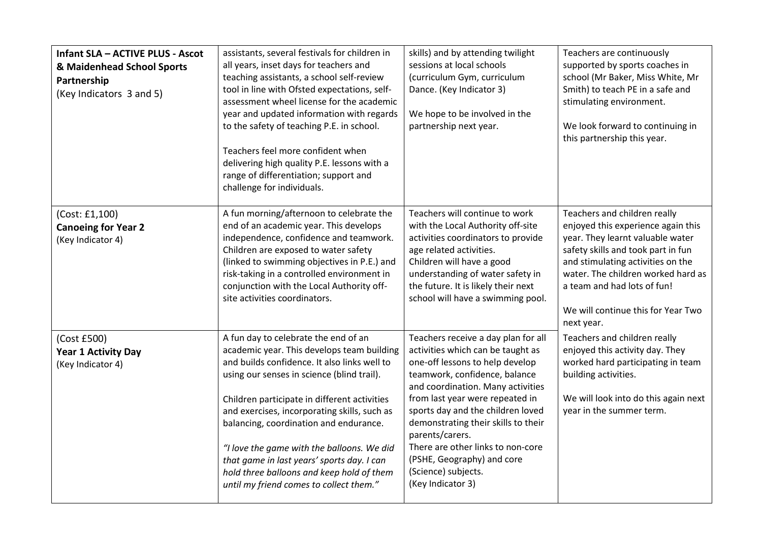| | | | |
|---|---|---|---|
| **Infant SLA – ACTIVE PLUS - Ascot & Maidenhead School Sports Partnership**<br>(Key Indicators 3 and 5) | assistants, several festivals for children in all years, inset days for teachers and teaching assistants, a school self-review tool in line with Ofsted expectations, self-assessment wheel license for the academic year and updated information with regards to the safety of teaching P.E. in school.<br><br>Teachers feel more confident when delivering high quality P.E. lessons with a range of differentiation; support and challenge for individuals. | skills) and by attending twilight sessions at local schools (curriculum Gym, curriculum Dance. (Key Indicator 3)<br><br>We hope to be involved in the partnership next year. | Teachers are continuously supported by sports coaches in school (Mr Baker, Miss White, Mr Smith) to teach PE in a safe and stimulating environment.<br><br>We look forward to continuing in this partnership this year. |
| (Cost: £1,100)<br>**Canoeing for Year 2**<br>(Key Indicator 4) | A fun morning/afternoon to celebrate the end of an academic year. This develops independence, confidence and teamwork. Children are exposed to water safety (linked to swimming objectives in P.E.) and risk-taking in a controlled environment in conjunction with the Local Authority off-site activities coordinators. | Teachers will continue to work with the Local Authority off-site activities coordinators to provide age related activities.<br>Children will have a good understanding of water safety in the future. It is likely their next school will have a swimming pool. | Teachers and children really enjoyed this experience again this year. They learnt valuable water safety skills and took part in fun and stimulating activities on the water. The children worked hard as a team and had lots of fun!<br><br>We will continue this for Year Two next year. |
| (Cost £500)<br>**Year 1 Activity Day**<br>(Key Indicator 4) | A fun day to celebrate the end of an academic year. This develops team building and builds confidence. It also links well to using our senses in science (blind trail).<br><br>Children participate in different activities and exercises, incorporating skills, such as balancing, coordination and endurance.<br><br>*"I love the game with the balloons. We did that game in last years' sports day. I can hold three balloons and keep hold of them until my friend comes to collect them."* | Teachers receive a day plan for all activities which can be taught as one-off lessons to help develop teamwork, confidence, balance and coordination. Many activities from last year were repeated in sports day and the children loved demonstrating their skills to their parents/carers.<br>There are other links to non-core (PSHE, Geography) and core (Science) subjects.<br>(Key Indicator 3) | Teachers and children really enjoyed this activity day. They worked hard participating in team building activities.<br><br>We will look into do this again next year in the summer term. |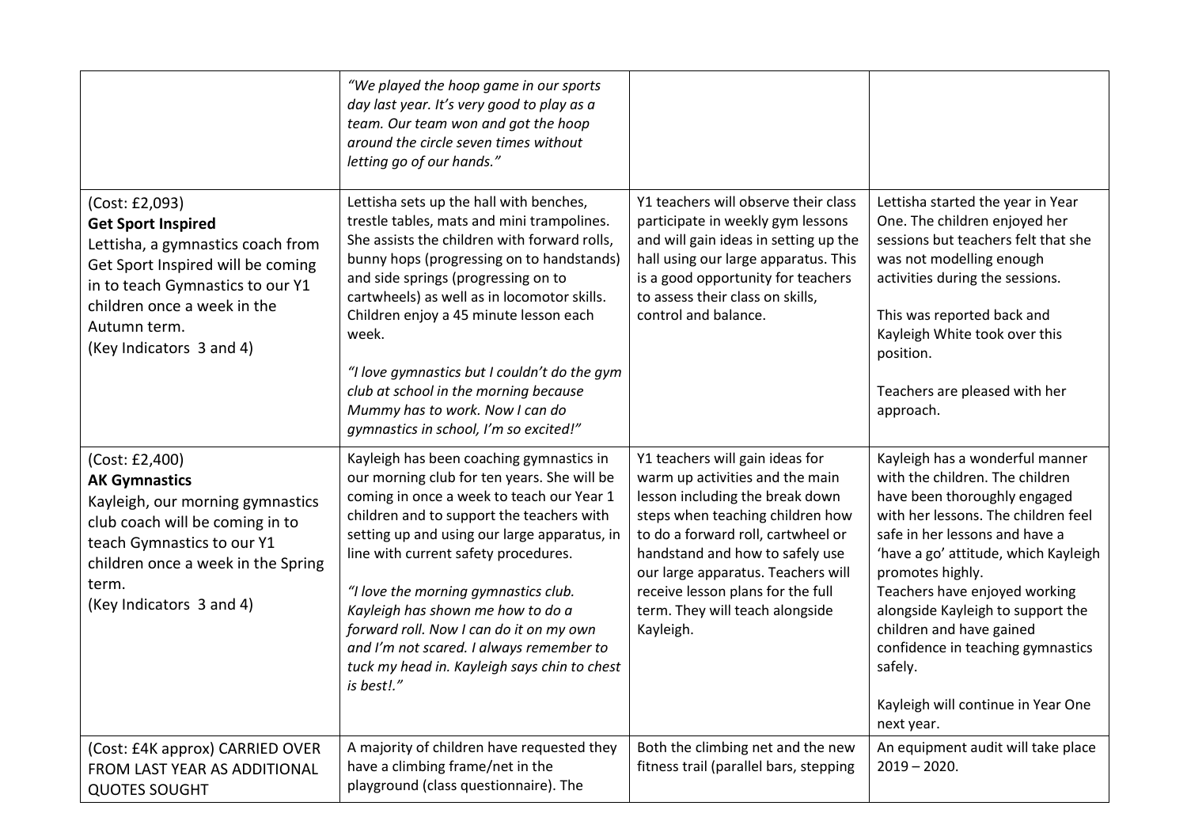| | | | |
|---|---|---|---|
| | *"We played the hoop game in our sports day last year. It's very good to play as a team. Our team won and got the hoop around the circle seven times without letting go of our hands."* | | |
| (Cost: £2,093)<br>**Get Sport Inspired**<br>Lettisha, a gymnastics coach from Get Sport Inspired will be coming in to teach Gymnastics to our Y1 children once a week in the Autumn term.<br>(Key Indicators 3 and 4) | Lettisha sets up the hall with benches, trestle tables, mats and mini trampolines. She assists the children with forward rolls, bunny hops (progressing on to handstands) and side springs (progressing on to cartwheels) as well as in locomotor skills. Children enjoy a 45 minute lesson each week.<br><br>*"I love gymnastics but I couldn't do the gym club at school in the morning because Mummy has to work. Now I can do gymnastics in school, I'm so excited!"* | Y1 teachers will observe their class participate in weekly gym lessons and will gain ideas in setting up the hall using our large apparatus. This is a good opportunity for teachers to assess their class on skills, control and balance. | Lettisha started the year in Year One. The children enjoyed her sessions but teachers felt that she was not modelling enough activities during the sessions.<br><br>This was reported back and Kayleigh White took over this position.<br><br>Teachers are pleased with her approach. |
| (Cost: £2,400)<br>**AK Gymnastics**<br>Kayleigh, our morning gymnastics club coach will be coming in to teach Gymnastics to our Y1 children once a week in the Spring term.<br>(Key Indicators 3 and 4) | Kayleigh has been coaching gymnastics in our morning club for ten years. She will be coming in once a week to teach our Year 1 children and to support the teachers with setting up and using our large apparatus, in line with current safety procedures.<br><br>*"I love the morning gymnastics club. Kayleigh has shown me how to do a forward roll. Now I can do it on my own and I'm not scared. I always remember to tuck my head in. Kayleigh says chin to chest is best!."* | Y1 teachers will gain ideas for warm up activities and the main lesson including the break down steps when teaching children how to do a forward roll, cartwheel or handstand and how to safely use our large apparatus. Teachers will receive lesson plans for the full term. They will teach alongside Kayleigh. | Kayleigh has a wonderful manner with the children. The children have been thoroughly engaged with her lessons. The children feel safe in her lessons and have a 'have a go' attitude, which Kayleigh promotes highly.<br>Teachers have enjoyed working alongside Kayleigh to support the children and have gained confidence in teaching gymnastics safely.<br><br>Kayleigh will continue in Year One next year. |
| (Cost: £4K approx) CARRIED OVER FROM LAST YEAR AS ADDITIONAL QUOTES SOUGHT | A majority of children have requested they have a climbing frame/net in the playground (class questionnaire). The | Both the climbing net and the new fitness trail (parallel bars, stepping | An equipment audit will take place 2019 – 2020. |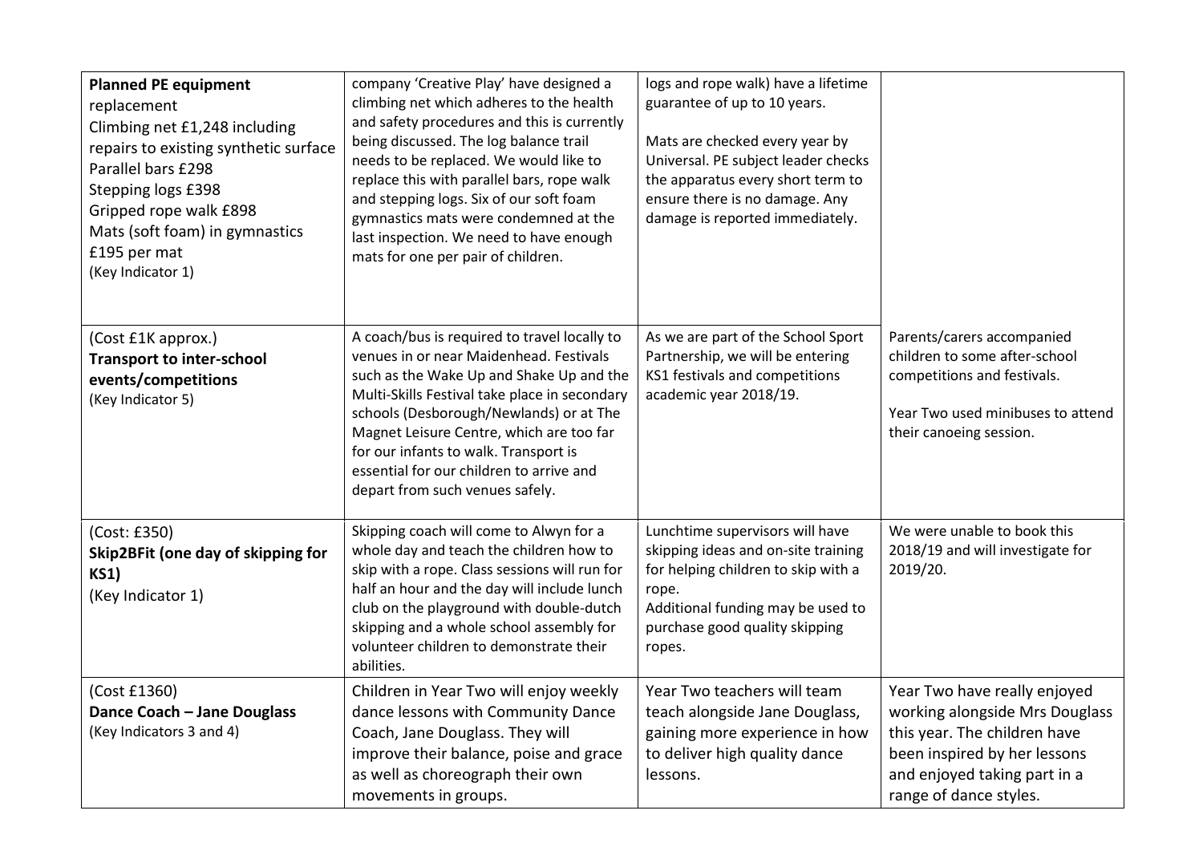| | | | |
|---|---|---|---|
| **Planned PE equipment** replacement<br>Climbing net £1,248 including repairs to existing synthetic surface<br>Parallel bars £298<br>Stepping logs £398<br>Gripped rope walk £898<br>Mats (soft foam) in gymnastics £195 per mat<br>(Key Indicator 1) | company 'Creative Play' have designed a climbing net which adheres to the health and safety procedures and this is currently being discussed. The log balance trail needs to be replaced. We would like to replace this with parallel bars, rope walk and stepping logs. Six of our soft foam gymnastics mats were condemned at the last inspection. We need to have enough mats for one per pair of children. | logs and rope walk) have a lifetime guarantee of up to 10 years.<br><br>Mats are checked every year by Universal. PE subject leader checks the apparatus every short term to ensure there is no damage. Any damage is reported immediately. | |
| (Cost £1K approx.)<br>**Transport to inter-school events/competitions**<br>(Key Indicator 5) | A coach/bus is required to travel locally to venues in or near Maidenhead. Festivals such as the Wake Up and Shake Up and the Multi-Skills Festival take place in secondary schools (Desborough/Newlands) or at The Magnet Leisure Centre, which are too far for our infants to walk. Transport is essential for our children to arrive and depart from such venues safely. | As we are part of the School Sport Partnership, we will be entering KS1 festivals and competitions academic year 2018/19. | Parents/carers accompanied children to some after-school competitions and festivals.<br><br>Year Two used minibuses to attend their canoeing session. |
| (Cost: £350)<br>**Skip2BFit (one day of skipping for KS1)**<br>(Key Indicator 1) | Skipping coach will come to Alwyn for a whole day and teach the children how to skip with a rope. Class sessions will run for half an hour and the day will include lunch club on the playground with double-dutch skipping and a whole school assembly for volunteer children to demonstrate their abilities. | Lunchtime supervisors will have skipping ideas and on-site training for helping children to skip with a rope.<br>Additional funding may be used to purchase good quality skipping ropes. | We were unable to book this 2018/19 and will investigate for 2019/20. |
| (Cost £1360)<br>**Dance Coach – Jane Douglass**<br>(Key Indicators 3 and 4) | Children in Year Two will enjoy weekly dance lessons with Community Dance Coach, Jane Douglass. They will improve their balance, poise and grace as well as choreograph their own movements in groups. | Year Two teachers will team teach alongside Jane Douglass, gaining more experience in how to deliver high quality dance lessons. | Year Two have really enjoyed working alongside Mrs Douglass this year. The children have been inspired by her lessons and enjoyed taking part in a range of dance styles. |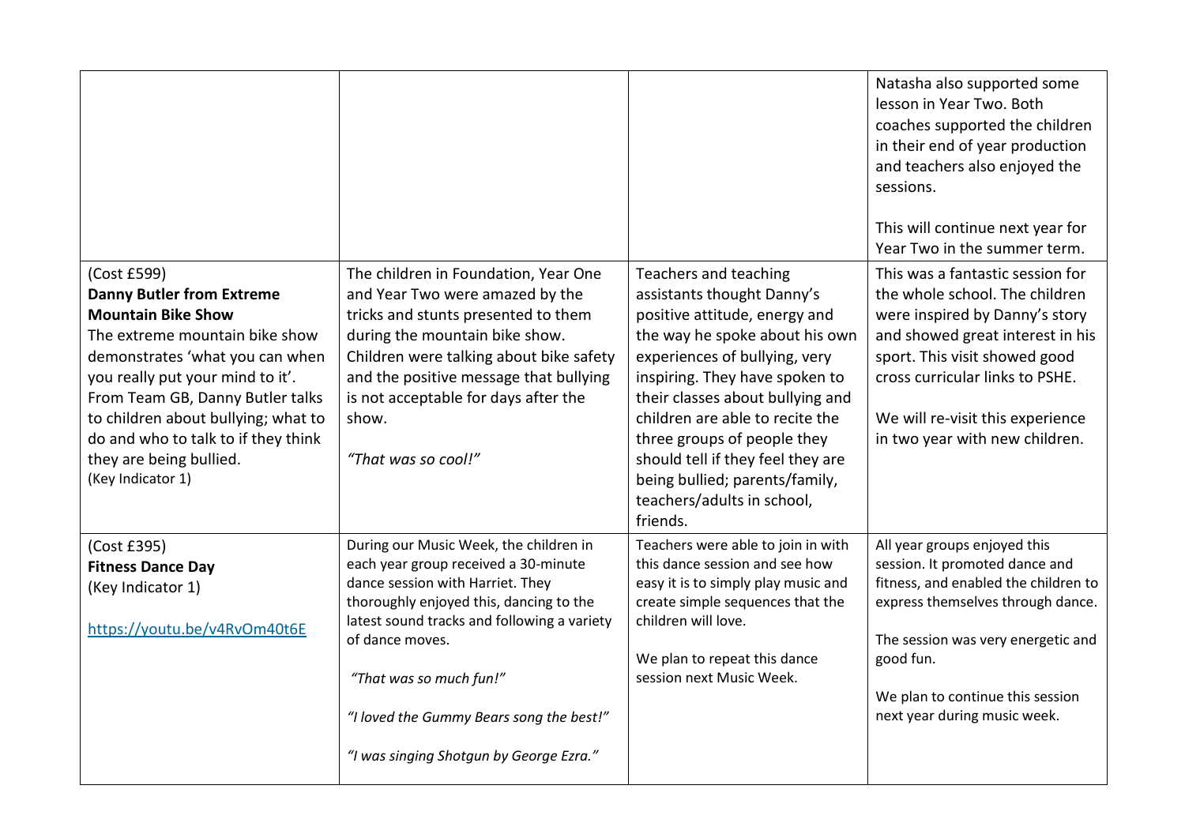| | | | |
|---|---|---|---|
| | | | Natasha also supported some lesson in Year Two. Both coaches supported the children in their end of year production and teachers also enjoyed the sessions.<br><br>This will continue next year for Year Two in the summer term. |
| (Cost £599)<br>**Danny Butler from Extreme Mountain Bike Show**<br>The extreme mountain bike show demonstrates 'what you can when you really put your mind to it'. From Team GB, Danny Butler talks to children about bullying; what to do and who to talk to if they think they are being bullied.<br>(Key Indicator 1) | The children in Foundation, Year One and Year Two were amazed by the tricks and stunts presented to them during the mountain bike show. Children were talking about bike safety and the positive message that bullying is not acceptable for days after the show.<br><br>*"That was so cool!"* | Teachers and teaching assistants thought Danny's positive attitude, energy and the way he spoke about his own experiences of bullying, very inspiring. They have spoken to their classes about bullying and children are able to recite the three groups of people they should tell if they feel they are being bullied; parents/family, teachers/adults in school, friends. | This was a fantastic session for the whole school. The children were inspired by Danny's story and showed great interest in his sport. This visit showed good cross curricular links to PSHE.<br><br>We will re-visit this experience in two year with new children. |
| (Cost £395)<br>**Fitness Dance Day**<br>(Key Indicator 1)<br><br>[https://youtu.be/v4RvOm40t6E](https://youtu.be/v4RvOm40t6E) | During our Music Week, the children in each year group received a 30-minute dance session with Harriet. They thoroughly enjoyed this, dancing to the latest sound tracks and following a variety of dance moves.<br><br>*"That was so much fun!"*<br><br>*"I loved the Gummy Bears song the best!"*<br><br>*"I was singing Shotgun by George Ezra."* | Teachers were able to join in with this dance session and see how easy it is to simply play music and create simple sequences that the children will love.<br><br>We plan to repeat this dance session next Music Week. | All year groups enjoyed this session. It promoted dance and fitness, and enabled the children to express themselves through dance.<br><br>The session was very energetic and good fun.<br><br>We plan to continue this session next year during music week. |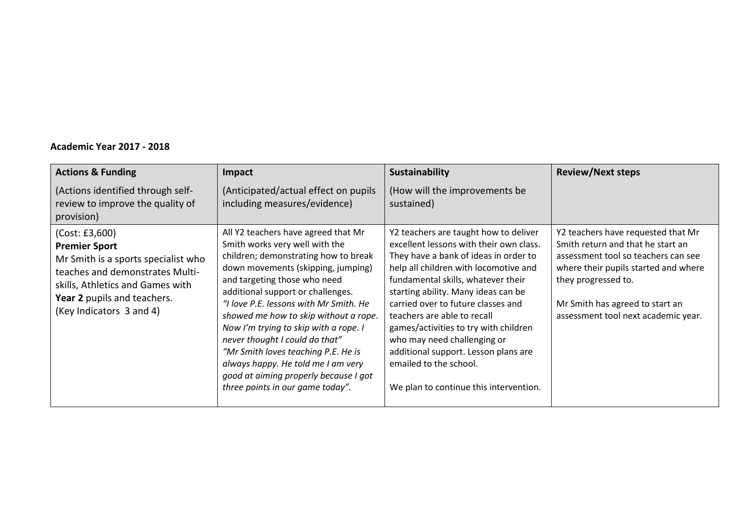**Academic Year 2017 - 2018**

| Actions & Funding<br>(Actions identified through self-review to improve the quality of provision) | Impact<br>(Anticipated/actual effect on pupils including measures/evidence) | Sustainability<br>(How will the improvements be sustained) | Review/Next steps |
| --- | --- | --- | --- |
| (Cost: £3,600)<br>**Premier Sport**<br>Mr Smith is a sports specialist who teaches and demonstrates Multi-skills, Athletics and Games with **Year 2** pupils and teachers.<br>(Key Indicators 3 and 4) | All Y2 teachers have agreed that Mr Smith works very well with the children; demonstrating how to break down movements (skipping, jumping) and targeting those who need additional support or challenges.<br>*"I love P.E. lessons with Mr Smith. He showed me how to skip without a rope. Now I'm trying to skip with a rope. I never thought I could do that"*<br>*"Mr Smith loves teaching P.E. He is always happy. He told me I am very good at aiming properly because I got three points in our game today".* | Y2 teachers are taught how to deliver excellent lessons with their own class. They have a bank of ideas in order to help all children with locomotive and fundamental skills, whatever their starting ability. Many ideas can be carried over to future classes and teachers are able to recall games/activities to try with children who may need challenging or additional support. Lesson plans are emailed to the school.<br><br>We plan to continue this intervention. | Y2 teachers have requested that Mr Smith return and that he start an assessment tool so teachers can see where their pupils started and where they progressed to.<br><br>Mr Smith has agreed to start an assessment tool next academic year. |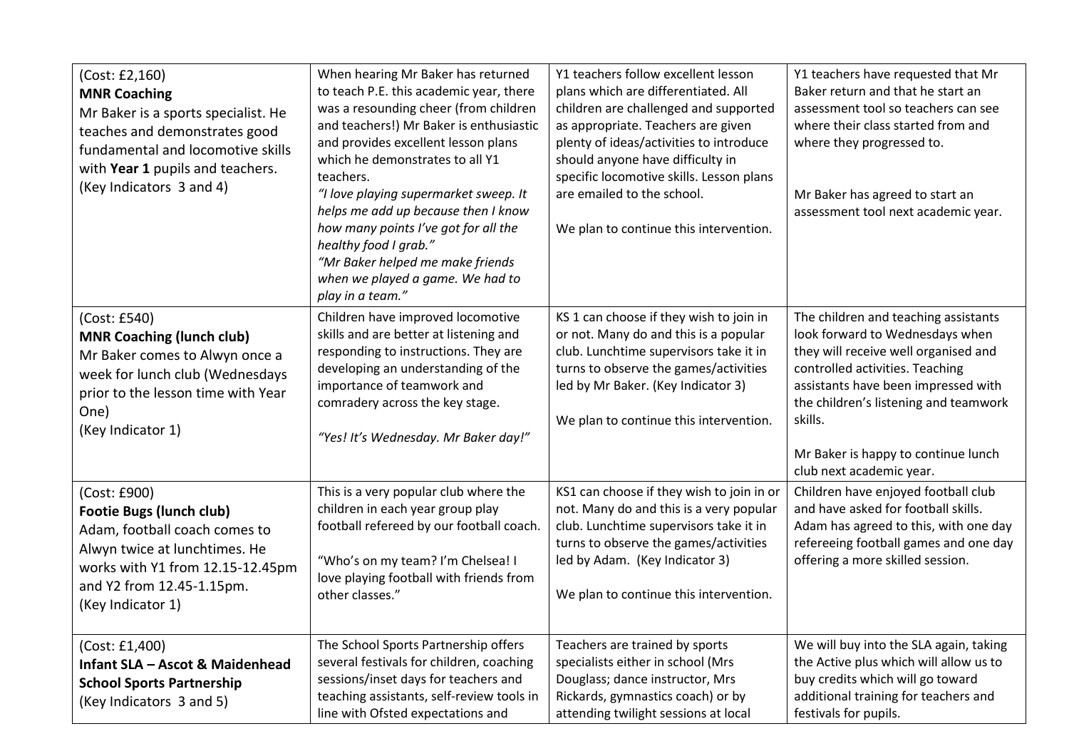| | | | |
|---|---|---|---|
| (Cost: £2,160)<br>**MNR Coaching**<br>Mr Baker is a sports specialist. He teaches and demonstrates good fundamental and locomotive skills with **Year 1** pupils and teachers.<br>(Key Indicators 3 and 4) | When hearing Mr Baker has returned to teach P.E. this academic year, there was a resounding cheer (from children and teachers!) Mr Baker is enthusiastic and provides excellent lesson plans which he demonstrates to all Y1 teachers.<br>*"I love playing supermarket sweep. It helps me add up because then I know how many points I've got for all the healthy food I grab."*<br>*"Mr Baker helped me make friends when we played a game. We had to play in a team."* | Y1 teachers follow excellent lesson plans which are differentiated. All children are challenged and supported as appropriate. Teachers are given plenty of ideas/activities to introduce should anyone have difficulty in specific locomotive skills. Lesson plans are emailed to the school.<br><br>We plan to continue this intervention. | Y1 teachers have requested that Mr Baker return and that he start an assessment tool so teachers can see where their class started from and where they progressed to.<br><br>Mr Baker has agreed to start an assessment tool next academic year. |
| (Cost: £540)<br>**MNR Coaching (lunch club)**<br>Mr Baker comes to Alwyn once a week for lunch club (Wednesdays prior to the lesson time with Year One)<br>(Key Indicator 1) | Children have improved locomotive skills and are better at listening and responding to instructions. They are developing an understanding of the importance of teamwork and comradery across the key stage.<br><br>*"Yes! It's Wednesday. Mr Baker day!"* | KS 1 can choose if they wish to join in or not. Many do and this is a popular club. Lunchtime supervisors take it in turns to observe the games/activities led by Mr Baker. (Key Indicator 3)<br><br>We plan to continue this intervention. | The children and teaching assistants look forward to Wednesdays when they will receive well organised and controlled activities. Teaching assistants have been impressed with the children's listening and teamwork skills.<br><br>Mr Baker is happy to continue lunch club next academic year. |
| (Cost: £900)<br>**Footie Bugs (lunch club)**<br>Adam, football coach comes to Alwyn twice at lunchtimes. He works with Y1 from 12.15-12.45pm and Y2 from 12.45-1.15pm.<br>(Key Indicator 1) | This is a very popular club where the children in each year group play football refereed by our football coach.<br><br>"Who's on my team? I'm Chelsea! I love playing football with friends from other classes." | KS1 can choose if they wish to join in or not. Many do and this is a very popular club. Lunchtime supervisors take it in turns to observe the games/activities led by Adam. (Key Indicator 3)<br><br>We plan to continue this intervention. | Children have enjoyed football club and have asked for football skills. Adam has agreed to this, with one day refereeing football games and one day offering a more skilled session. |
| (Cost: £1,400)<br>**Infant SLA – Ascot & Maidenhead School Sports Partnership**<br>(Key Indicators 3 and 5) | The School Sports Partnership offers several festivals for children, coaching sessions/inset days for teachers and teaching assistants, self-review tools in line with Ofsted expectations and | Teachers are trained by sports specialists either in school (Mrs Douglass; dance instructor, Mrs Rickards, gymnastics coach) or by attending twilight sessions at local | We will buy into the SLA again, taking the Active plus which will allow us to buy credits which will go toward additional training for teachers and festivals for pupils. |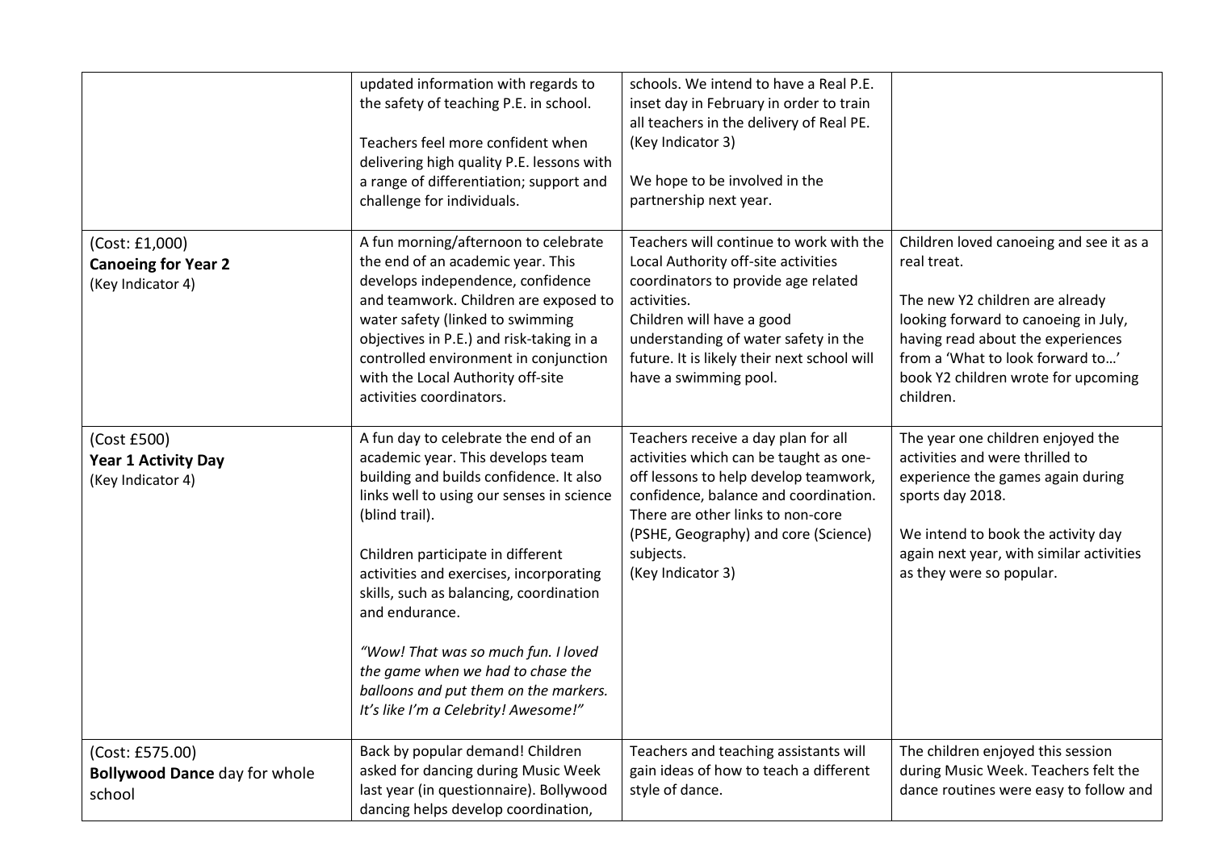| | | | |
|---|---|---|---|
| | updated information with regards to the safety of teaching P.E. in school.<br><br>Teachers feel more confident when delivering high quality P.E. lessons with a range of differentiation; support and challenge for individuals. | schools. We intend to have a Real P.E. inset day in February in order to train all teachers in the delivery of Real PE. (Key Indicator 3)<br><br>We hope to be involved in the partnership next year. | |
| (Cost: £1,000)<br>**Canoeing for Year 2**<br>(Key Indicator 4) | A fun morning/afternoon to celebrate the end of an academic year. This develops independence, confidence and teamwork. Children are exposed to water safety (linked to swimming objectives in P.E.) and risk-taking in a controlled environment in conjunction with the Local Authority off-site activities coordinators. | Teachers will continue to work with the Local Authority off-site activities coordinators to provide age related activities.<br>Children will have a good understanding of water safety in the future. It is likely their next school will have a swimming pool. | Children loved canoeing and see it as a real treat.<br><br>The new Y2 children are already looking forward to canoeing in July, having read about the experiences from a 'What to look forward to…' book Y2 children wrote for upcoming children. |
| (Cost £500)<br>**Year 1 Activity Day**<br>(Key Indicator 4) | A fun day to celebrate the end of an academic year. This develops team building and builds confidence. It also links well to using our senses in science (blind trail).<br><br>Children participate in different activities and exercises, incorporating skills, such as balancing, coordination and endurance.<br><br>*"Wow! That was so much fun. I loved the game when we had to chase the balloons and put them on the markers. It's like I'm a Celebrity! Awesome!"* | Teachers receive a day plan for all activities which can be taught as one-off lessons to help develop teamwork, confidence, balance and coordination. There are other links to non-core (PSHE, Geography) and core (Science) subjects.<br>(Key Indicator 3) | The year one children enjoyed the activities and were thrilled to experience the games again during sports day 2018.<br><br>We intend to book the activity day again next year, with similar activities as they were so popular. |
| (Cost: £575.00)<br>**Bollywood Dance** day for whole school | Back by popular demand! Children asked for dancing during Music Week last year (in questionnaire). Bollywood dancing helps develop coordination, | Teachers and teaching assistants will gain ideas of how to teach a different style of dance. | The children enjoyed this session during Music Week. Teachers felt the dance routines were easy to follow and |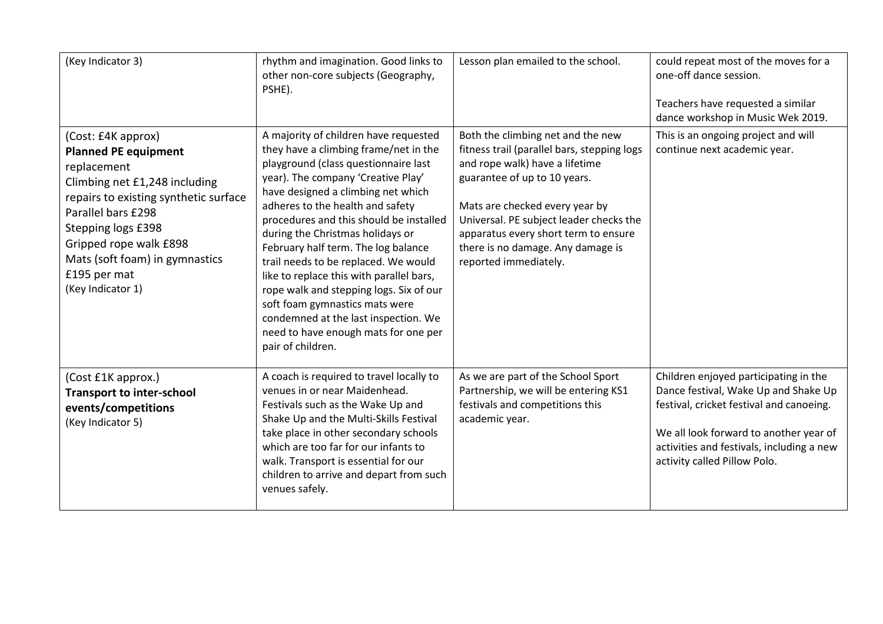| | | | |
|---|---|---|---|
| (Key Indicator 3) | rhythm and imagination. Good links to other non-core subjects (Geography, PSHE). | Lesson plan emailed to the school. | could repeat most of the moves for a one-off dance session.<br><br>Teachers have requested a similar dance workshop in Music Wek 2019. |
| (Cost: £4K approx)<br>**Planned PE equipment** replacement<br>Climbing net £1,248 including repairs to existing synthetic surface<br>Parallel bars £298<br>Stepping logs £398<br>Gripped rope walk £898<br>Mats (soft foam) in gymnastics £195 per mat<br>(Key Indicator 1) | A majority of children have requested they have a climbing frame/net in the playground (class questionnaire last year). The company 'Creative Play' have designed a climbing net which adheres to the health and safety procedures and this should be installed during the Christmas holidays or February half term. The log balance trail needs to be replaced. We would like to replace this with parallel bars, rope walk and stepping logs. Six of our soft foam gymnastics mats were condemned at the last inspection. We need to have enough mats for one per pair of children. | Both the climbing net and the new fitness trail (parallel bars, stepping logs and rope walk) have a lifetime guarantee of up to 10 years.<br><br>Mats are checked every year by Universal. PE subject leader checks the apparatus every short term to ensure there is no damage. Any damage is reported immediately. | This is an ongoing project and will continue next academic year. |
| (Cost £1K approx.)<br>**Transport to inter-school events/competitions**<br>(Key Indicator 5) | A coach is required to travel locally to venues in or near Maidenhead. Festivals such as the Wake Up and Shake Up and the Multi-Skills Festival take place in other secondary schools which are too far for our infants to walk. Transport is essential for our children to arrive and depart from such venues safely. | As we are part of the School Sport Partnership, we will be entering KS1 festivals and competitions this academic year. | Children enjoyed participating in the Dance festival, Wake Up and Shake Up festival, cricket festival and canoeing.<br><br>We all look forward to another year of activities and festivals, including a new activity called Pillow Polo. |